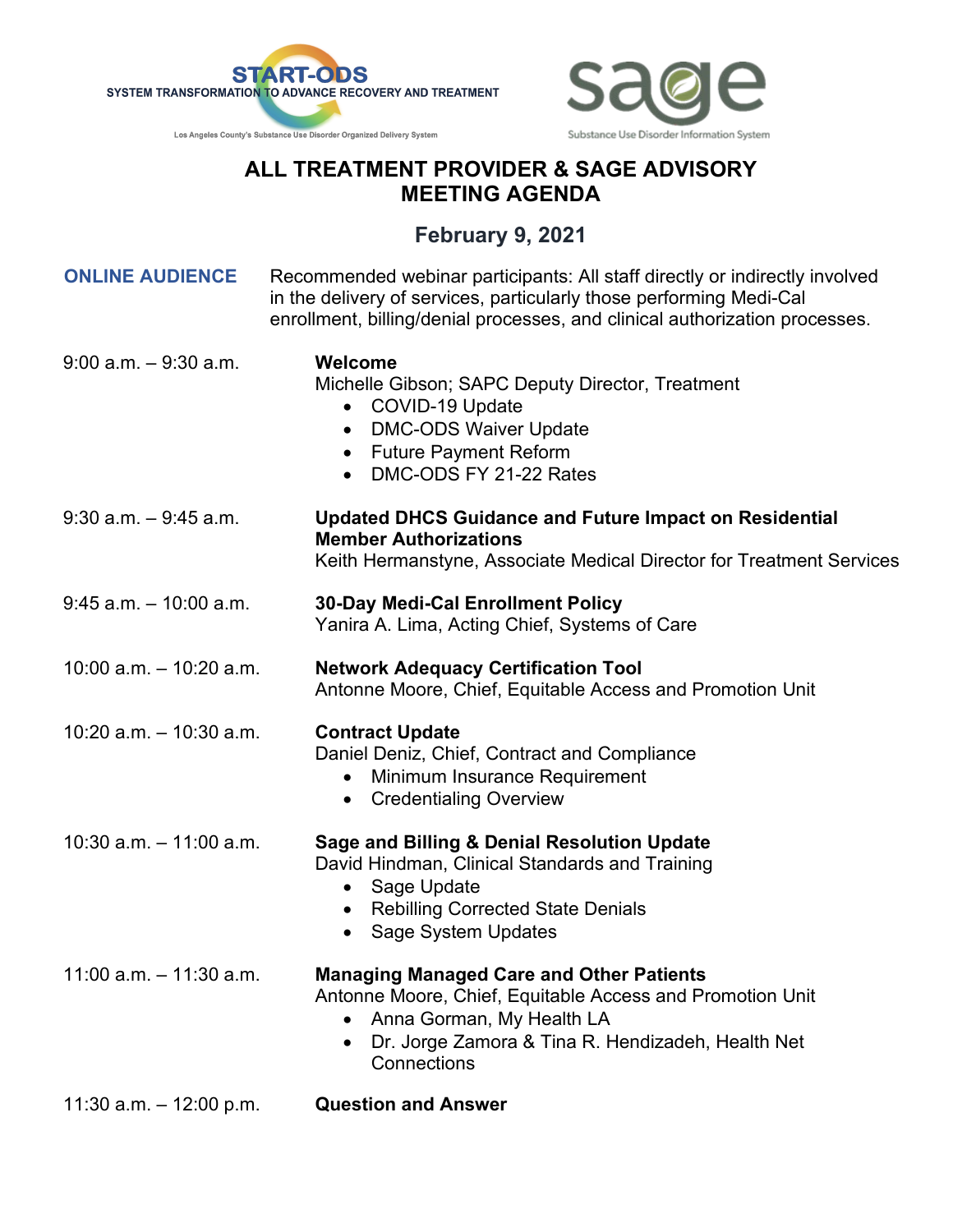START-ODS
SYSTEM TRANSFORMATION TO ADVANCE RECOVERY AND TREATMENT
Los Angeles County's Substance Use Disorder Organized Delivery System

sage
Substance Use Disorder Information System

# ALL TREATMENT PROVIDER & SAGE ADVISORY MEETING AGENDA

## February 9, 2021

**ONLINE AUDIENCE** Recommended webinar participants: All staff directly or indirectly involved in the delivery of services, particularly those performing Medi-Cal enrollment, billing/denial processes, and clinical authorization processes.

9:00 a.m. – 9:30 a.m. **Welcome**
Michelle Gibson; SAPC Deputy Director, Treatment
- COVID-19 Update
- DMC-ODS Waiver Update
- Future Payment Reform
- DMC-ODS FY 21-22 Rates

9:30 a.m. – 9:45 a.m. **Updated DHCS Guidance and Future Impact on Residential Member Authorizations**
Keith Hermanstyne, Associate Medical Director for Treatment Services

9:45 a.m. – 10:00 a.m. **30-Day Medi-Cal Enrollment Policy**
Yanira A. Lima, Acting Chief, Systems of Care

10:00 a.m. – 10:20 a.m. **Network Adequacy Certification Tool**
Antonne Moore, Chief, Equitable Access and Promotion Unit

10:20 a.m. – 10:30 a.m. **Contract Update**
Daniel Deniz, Chief, Contract and Compliance
- Minimum Insurance Requirement
- Credentialing Overview

10:30 a.m. – 11:00 a.m. **Sage and Billing & Denial Resolution Update**
David Hindman, Clinical Standards and Training
- Sage Update
- Rebilling Corrected State Denials
- Sage System Updates

11:00 a.m. – 11:30 a.m. **Managing Managed Care and Other Patients**
Antonne Moore, Chief, Equitable Access and Promotion Unit
- Anna Gorman, My Health LA
- Dr. Jorge Zamora & Tina R. Hendizadeh, Health Net Connections

11:30 a.m. – 12:00 p.m. **Question and Answer**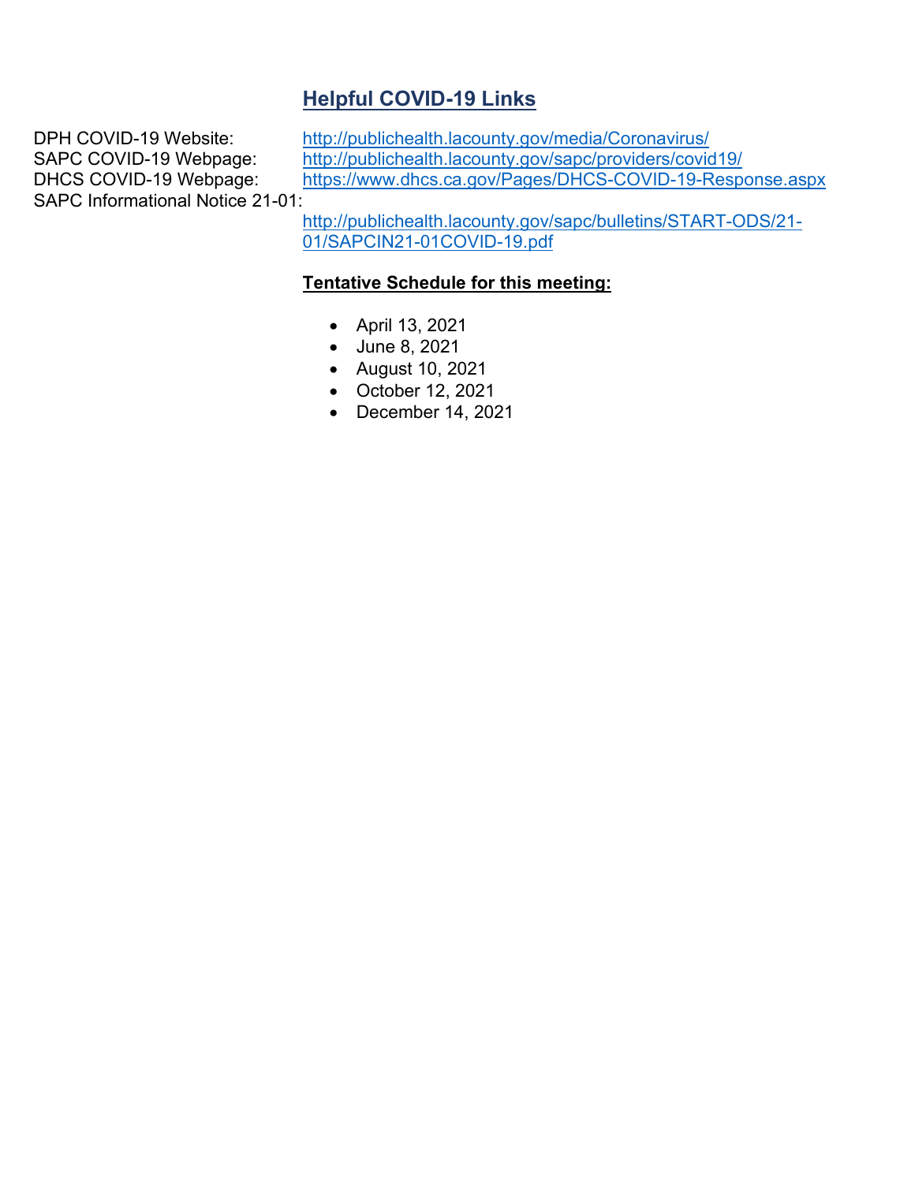## Helpful COVID-19 Links

DPH COVID-19 Website: http://publichealth.lacounty.gov/media/Coronavirus/
SAPC COVID-19 Webpage: http://publichealth.lacounty.gov/sapc/providers/covid19/
DHCS COVID-19 Webpage: https://www.dhcs.ca.gov/Pages/DHCS-COVID-19-Response.aspx
SAPC Informational Notice 21-01:
http://publichealth.lacounty.gov/sapc/bulletins/START-ODS/21-01/SAPCIN21-01COVID-19.pdf

**Tentative Schedule for this meeting:**

- April 13, 2021
- June 8, 2021
- August 10, 2021
- October 12, 2021
- December 14, 2021